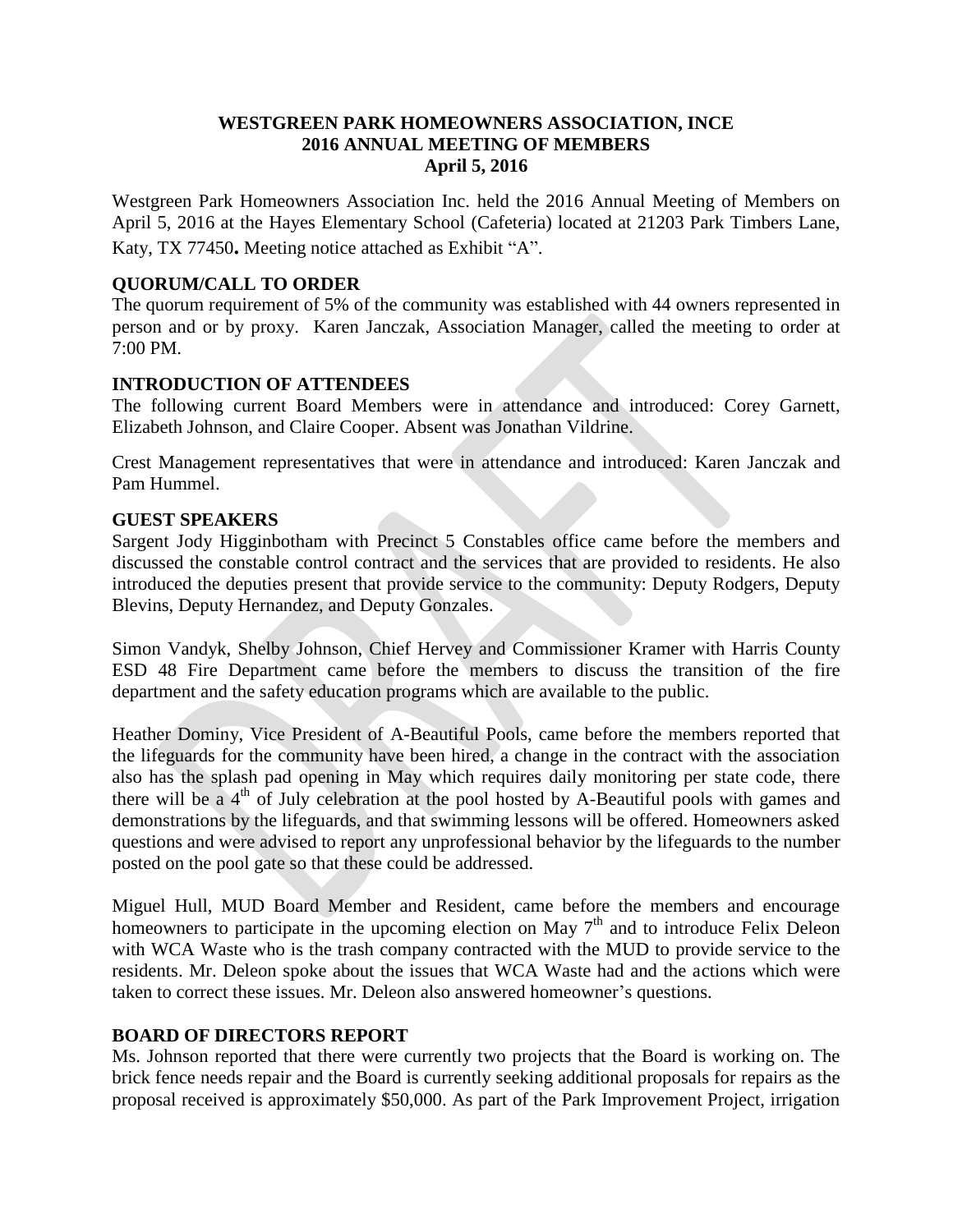**WESTGREEN PARK HOMEOWNERS ASSOCIATION, INCE**
**2016 ANNUAL MEETING OF MEMBERS**
**April 5, 2016**

Westgreen Park Homeowners Association Inc. held the 2016 Annual Meeting of Members on April 5, 2016 at the Hayes Elementary School (Cafeteria) located at 21203 Park Timbers Lane, Katy, TX 77450**.** Meeting notice attached as Exhibit "A".

## QUORUM/CALL TO ORDER

The quorum requirement of 5% of the community was established with 44 owners represented in person and or by proxy. Karen Janczak, Association Manager, called the meeting to order at 7:00 PM.

## INTRODUCTION OF ATTENDEES

The following current Board Members were in attendance and introduced: Corey Garnett, Elizabeth Johnson, and Claire Cooper. Absent was Jonathan Vildrine.

Crest Management representatives that were in attendance and introduced: Karen Janczak and Pam Hummel.

## GUEST SPEAKERS

Sargent Jody Higginbotham with Precinct 5 Constables office came before the members and discussed the constable control contract and the services that are provided to residents. He also introduced the deputies present that provide service to the community: Deputy Rodgers, Deputy Blevins, Deputy Hernandez, and Deputy Gonzales.

Simon Vandyk, Shelby Johnson, Chief Hervey and Commissioner Kramer with Harris County ESD 48 Fire Department came before the members to discuss the transition of the fire department and the safety education programs which are available to the public.

Heather Dominy, Vice President of A-Beautiful Pools, came before the members reported that the lifeguards for the community have been hired, a change in the contract with the association also has the splash pad opening in May which requires daily monitoring per state code, there there will be a 4th of July celebration at the pool hosted by A-Beautiful pools with games and demonstrations by the lifeguards, and that swimming lessons will be offered. Homeowners asked questions and were advised to report any unprofessional behavior by the lifeguards to the number posted on the pool gate so that these could be addressed.

Miguel Hull, MUD Board Member and Resident, came before the members and encourage homeowners to participate in the upcoming election on May 7th and to introduce Felix Deleon with WCA Waste who is the trash company contracted with the MUD to provide service to the residents. Mr. Deleon spoke about the issues that WCA Waste had and the actions which were taken to correct these issues. Mr. Deleon also answered homeowner's questions.

## BOARD OF DIRECTORS REPORT

Ms. Johnson reported that there were currently two projects that the Board is working on. The brick fence needs repair and the Board is currently seeking additional proposals for repairs as the proposal received is approximately $50,000. As part of the Park Improvement Project, irrigation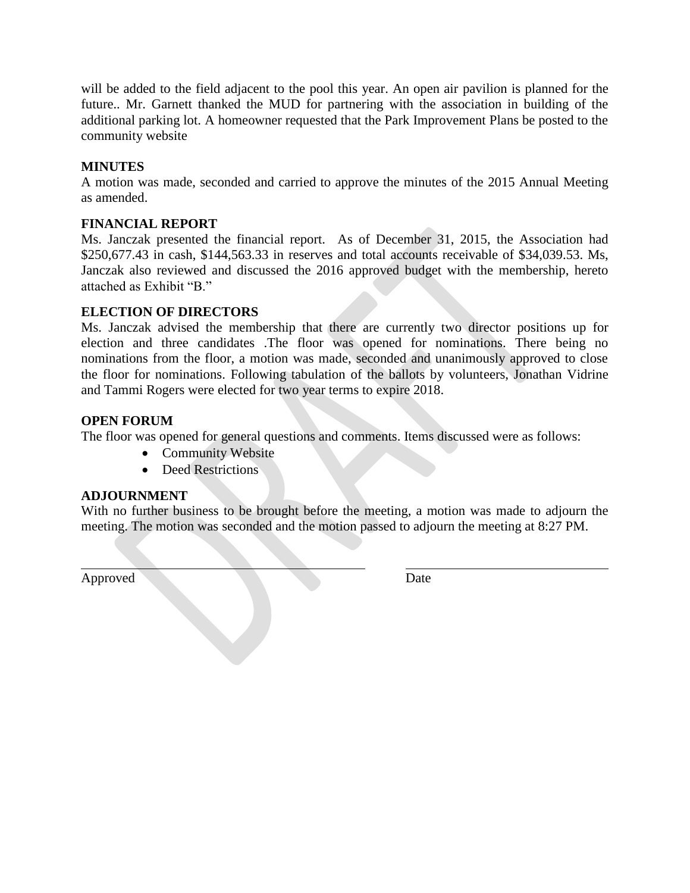will be added to the field adjacent to the pool this year. An open air pavilion is planned for the future.. Mr. Garnett thanked the MUD for partnering with the association in building of the additional parking lot. A homeowner requested that the Park Improvement Plans be posted to the community website

**MINUTES**

A motion was made, seconded and carried to approve the minutes of the 2015 Annual Meeting as amended.

**FINANCIAL REPORT**

Ms. Janczak presented the financial report. As of December 31, 2015, the Association had $250,677.43 in cash, $144,563.33 in reserves and total accounts receivable of $34,039.53. Ms, Janczak also reviewed and discussed the 2016 approved budget with the membership, hereto attached as Exhibit "B."

**ELECTION OF DIRECTORS**

Ms. Janczak advised the membership that there are currently two director positions up for election and three candidates .The floor was opened for nominations. There being no nominations from the floor, a motion was made, seconded and unanimously approved to close the floor for nominations. Following tabulation of the ballots by volunteers, Jonathan Vidrine and Tammi Rogers were elected for two year terms to expire 2018.

**OPEN FORUM**

The floor was opened for general questions and comments. Items discussed were as follows:

- Community Website
- Deed Restrictions

**ADJOURNMENT**

With no further business to be brought before the meeting, a motion was made to adjourn the meeting. The motion was seconded and the motion passed to adjourn the meeting at 8:27 PM.

______________________________ ______________________________

Approved Date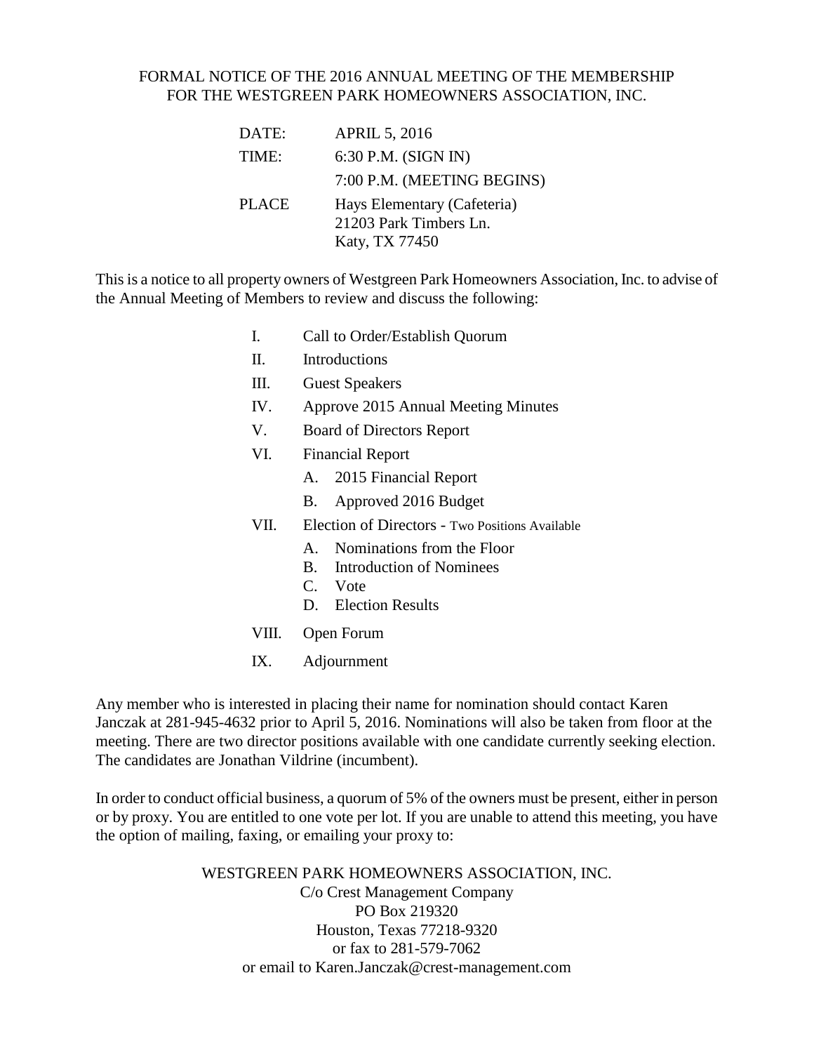# FORMAL NOTICE OF THE 2016 ANNUAL MEETING OF THE MEMBERSHIP FOR THE WESTGREEN PARK HOMEOWNERS ASSOCIATION, INC.

| | |
|---|---|
| DATE: | APRIL 5, 2016 |
| TIME: | 6:30 P.M. (SIGN IN) |
| | 7:00 P.M. (MEETING BEGINS) |
| PLACE | Hays Elementary (Cafeteria)<br>21203 Park Timbers Ln.<br>Katy, TX 77450 |

This is a notice to all property owners of Westgreen Park Homeowners Association, Inc. to advise of the Annual Meeting of Members to review and discuss the following:

I. Call to Order/Establish Quorum

II. Introductions

III. Guest Speakers

IV. Approve 2015 Annual Meeting Minutes

V. Board of Directors Report

VI. Financial Report
   - A. 2015 Financial Report
   - B. Approved 2016 Budget

VII. Election of Directors - Two Positions Available
   - A. Nominations from the Floor
   - B. Introduction of Nominees
   - C. Vote
   - D. Election Results

VIII. Open Forum

IX. Adjournment

Any member who is interested in placing their name for nomination should contact Karen Janczak at 281-945-4632 prior to April 5, 2016. Nominations will also be taken from floor at the meeting. There are two director positions available with one candidate currently seeking election. The candidates are Jonathan Vildrine (incumbent).

In order to conduct official business, a quorum of 5% of the owners must be present, either in person or by proxy. You are entitled to one vote per lot. If you are unable to attend this meeting, you have the option of mailing, faxing, or emailing your proxy to:

WESTGREEN PARK HOMEOWNERS ASSOCIATION, INC.
C/o Crest Management Company
PO Box 219320
Houston, Texas 77218-9320
or fax to 281-579-7062
or email to Karen.Janczak@crest-management.com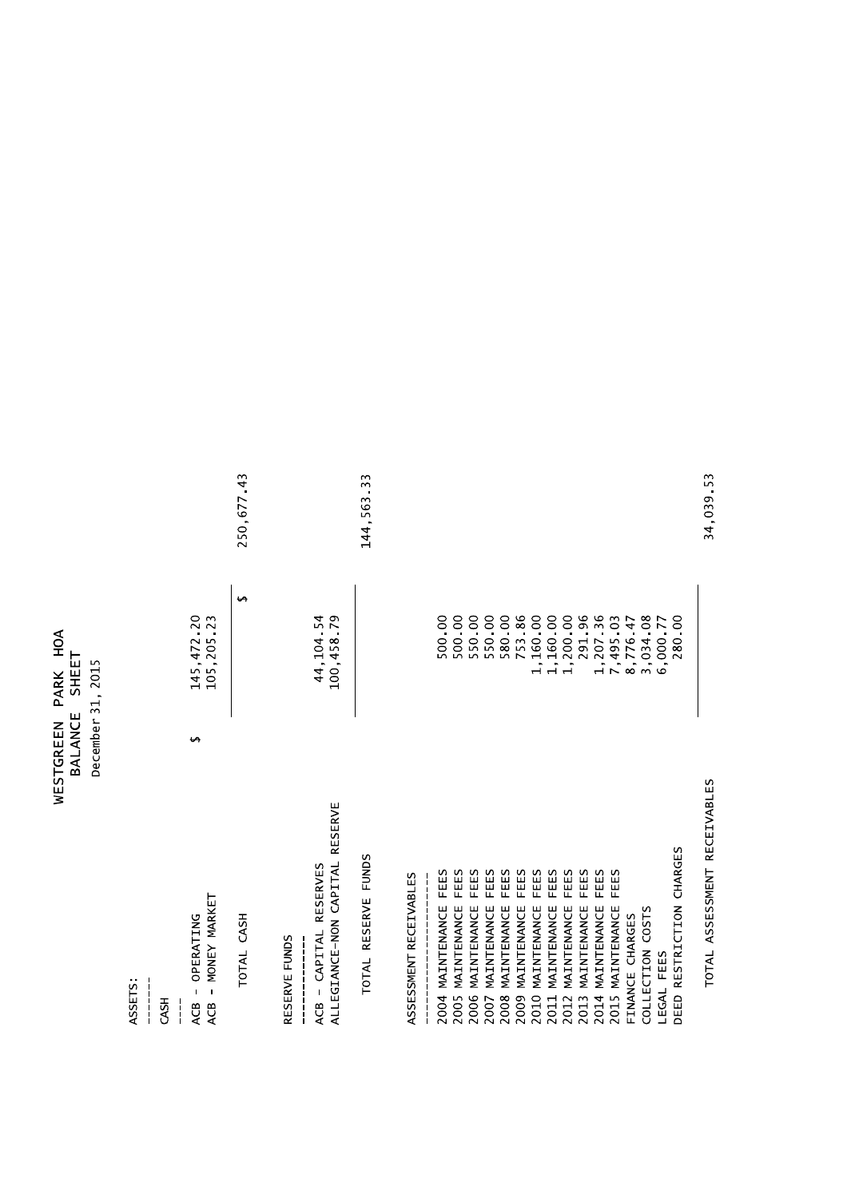# WESTGREEN PARK HOA
## BALANCE SHEET
December 31, 2015

**ASSETS:**

**CASH**

| | | |
|---|---|---|
| ACB - OPERATING | $ 145,472.20 | |
| ACB - MONEY MARKET | 105,205.23 | |
| TOTAL CASH | | $ 250,677.43 |

**RESERVE FUNDS**

| | | |
|---|---|---|
| ACB - CAPITAL RESERVES | 44,104.54 | |
| ALLEGIANCE-NON CAPITAL RESERVE | 100,458.79 | |
| TOTAL RESERVE FUNDS | | 144,563.33 |

**ASSESSMENT RECEIVABLES**

| | | |
|---|---|---|
| 2004 MAINTENANCE FEES | 500.00 | |
| 2005 MAINTENANCE FEES | 500.00 | |
| 2006 MAINTENANCE FEES | 550.00 | |
| 2007 MAINTENANCE FEES | 550.00 | |
| 2008 MAINTENANCE FEES | 580.00 | |
| 2009 MAINTENANCE FEES | 753.86 | |
| 2010 MAINTENANCE FEES | 1,160.00 | |
| 2011 MAINTENANCE FEES | 1,160.00 | |
| 2012 MAINTENANCE FEES | 1,200.00 | |
| 2013 MAINTENANCE FEES | 291.96 | |
| 2014 MAINTENANCE FEES | 1,207.36 | |
| 2015 MAINTENANCE FEES | 7,495.03 | |
| FINANCE CHARGES | 8,776.47 | |
| COLLECTION COSTS | 3,034.08 | |
| LEGAL FEES | 6,000.77 | |
| DEED RESTRICTION CHARGES | 280.00 | |
| TOTAL ASSESSMENT RECEIVABLES | | 34,039.53 |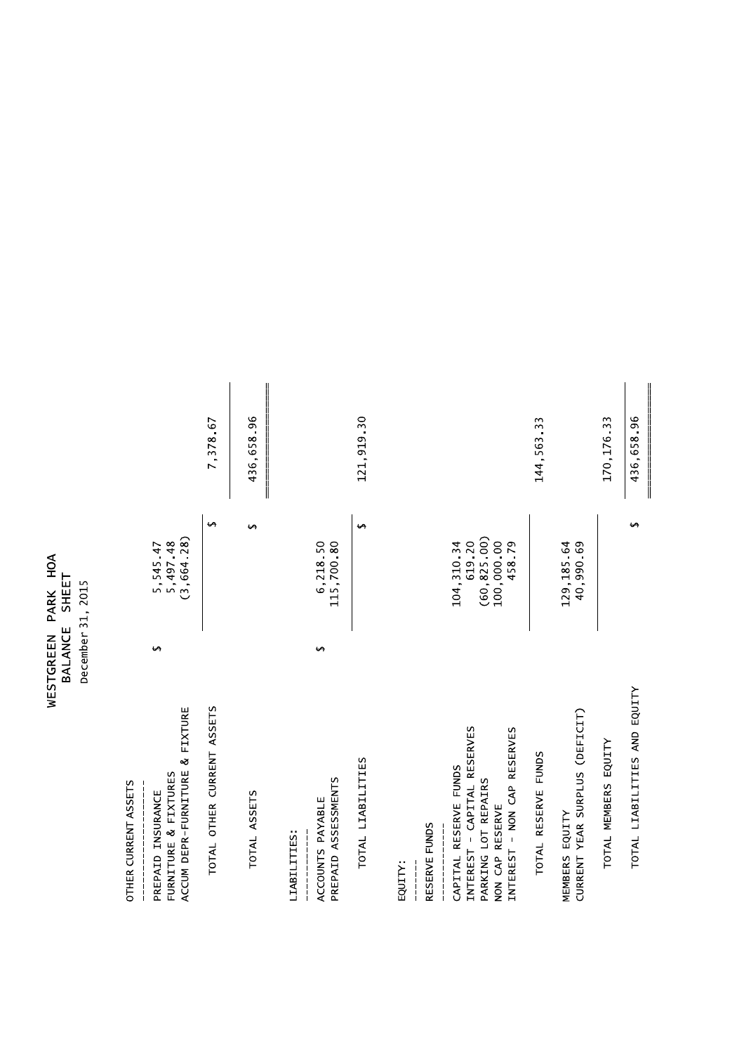# WESTGREEN PARK HOA
## BALANCE SHEET
December 31, 2015

| | | | | |
|---|---|---|---|---|
| **OTHER CURRENT ASSETS** | | | | |
| PREPAID INSURANCE | $ | 5,545.47 | | |
| FURNITURE & FIXTURES | | 5,497.48 | | |
| ACCUM DEPR-FURNITURE & FIXTURE | | (3,664.28) | | |
| TOTAL OTHER CURRENT ASSETS | | | $ | 7,378.67 |
| TOTAL ASSETS | | | $ | 436,658.96 |
| **LIABILITIES:** | | | | |
| ACCOUNTS PAYABLE | $ | 6,218.50 | | |
| PREPAID ASSESSMENTS | | 115,700.80 | | |
| TOTAL LIABILITIES | | | $ | 121,919.30 |
| **EQUITY:** | | | | |
| **RESERVE FUNDS** | | | | |
| CAPITAL RESERVE FUNDS | | 104,310.34 | | |
| INTEREST - CAPITAL RESERVES | | 619.20 | | |
| PARKING LOT REPAIRS | | (60,825.00) | | |
| NON CAP RESERVE | | 100,000.00 | | |
| INTEREST - NON CAP RESERVES | | 458.79 | | |
| TOTAL RESERVE FUNDS | | | | 144,563.33 |
| MEMBERS EQUITY | | 129,185.64 | | |
| CURRENT YEAR SURPLUS (DEFICIT) | | 40,990.69 | | |
| TOTAL MEMBERS EQUITY | | | | 170,176.33 |
| TOTAL LIABILITIES AND EQUITY | | | $ | 436,658.96 |